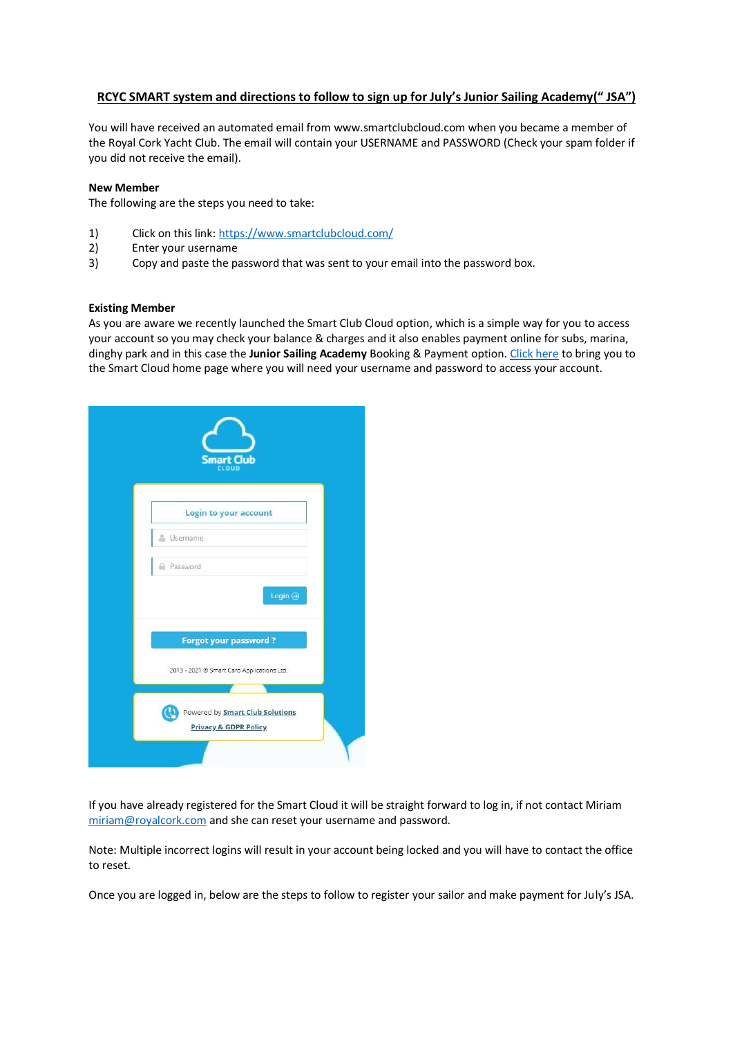# RCYC SMART system and directions to follow to sign up for July's Junior Sailing Academy(" JSA")

You will have received an automated email from www.smartclubcloud.com when you became a member of the Royal Cork Yacht Club. The email will contain your USERNAME and PASSWORD (Check your spam folder if you did not receive the email).

**New Member**

The following are the steps you need to take:

1) Click on this link: [https://www.smartclubcloud.com/](https://www.smartclubcloud.com/)
2) Enter your username
3) Copy and paste the password that was sent to your email into the password box.

**Existing Member**

As you are aware we recently launched the Smart Club Cloud option, which is a simple way for you to access your account so you may check your balance & charges and it also enables payment online for subs, marina, dinghy park and in this case the **Junior Sailing Academy** Booking & Payment option. Click here to bring you to the Smart Cloud home page where you will need your username and password to access your account.

If you have already registered for the Smart Cloud it will be straight forward to log in, if not contact Miriam miriam@royalcork.com and she can reset your username and password.

Note: Multiple incorrect logins will result in your account being locked and you will have to contact the office to reset.

Once you are logged in, below are the steps to follow to register your sailor and make payment for July's JSA.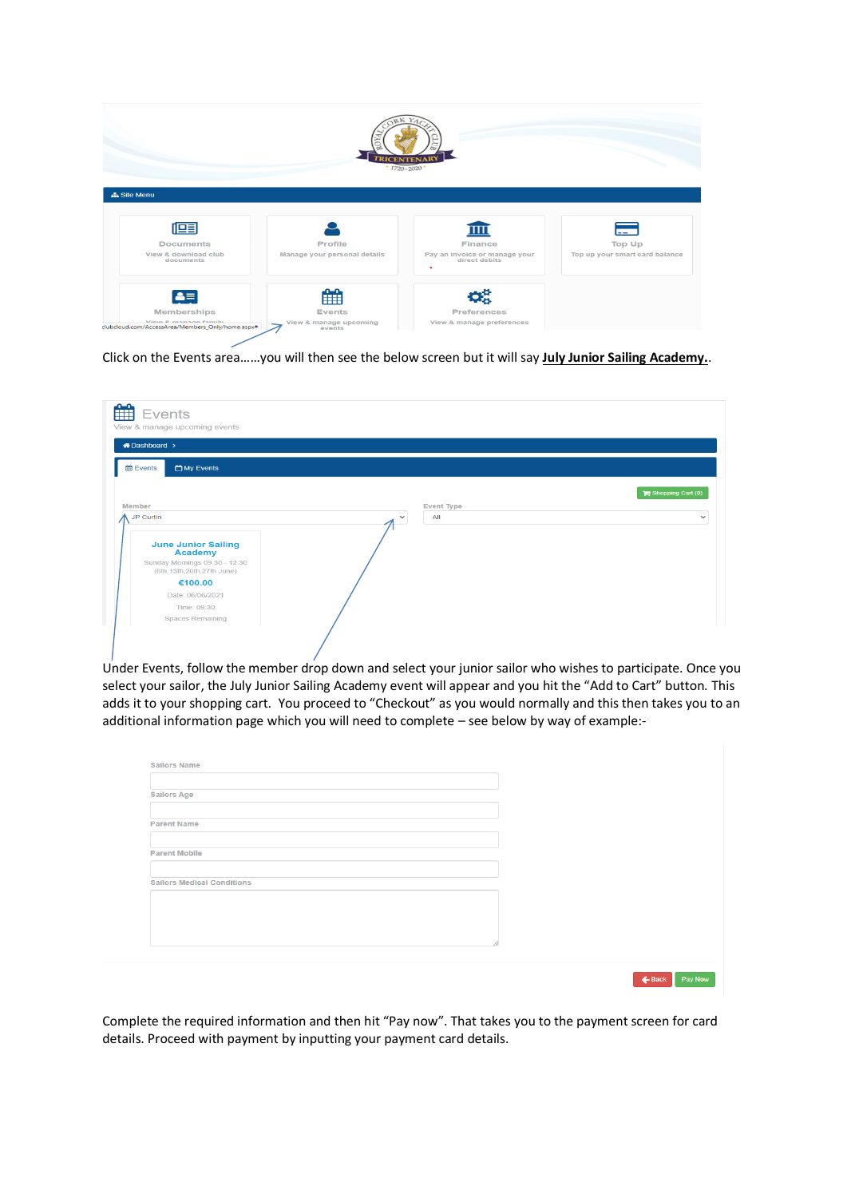Click on the Events area……you will then see the below screen but it will say **July Junior Sailing Academy.**.

Under Events, follow the member drop down and select your junior sailor who wishes to participate. Once you select your sailor, the July Junior Sailing Academy event will appear and you hit the “Add to Cart” button. This adds it to your shopping cart. You proceed to “Checkout” as you would normally and this then takes you to an additional information page which you will need to complete – see below by way of example:-

Complete the required information and then hit “Pay now”. That takes you to the payment screen for card details. Proceed with payment by inputting your payment card details.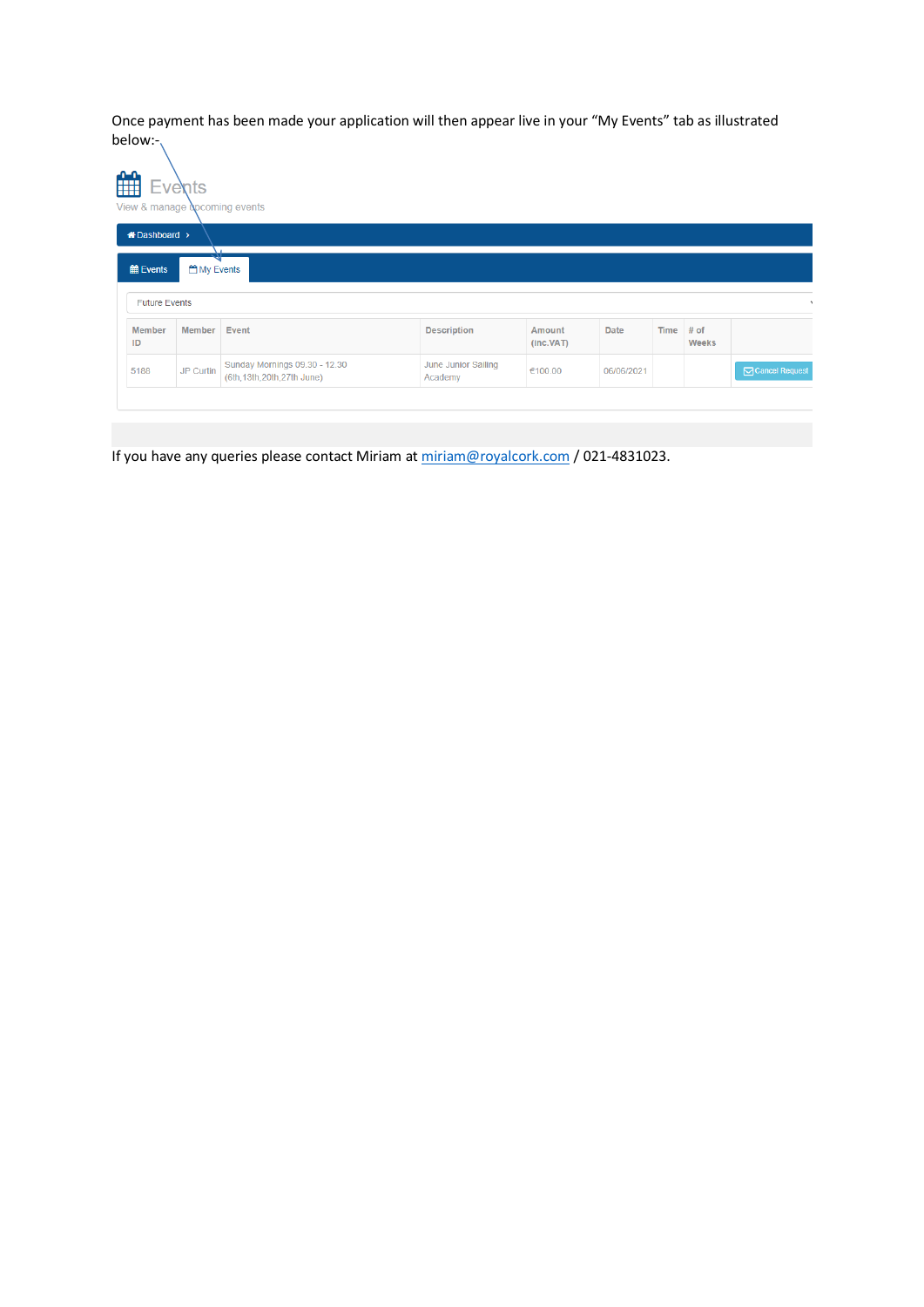Once payment has been made your application will then appear live in your "My Events" tab as illustrated below:-

Events

View & manage upcoming events

Dashboard ›

Events | My Events

Future Events

| Member ID | Member | Event | Description | Amount (inc.VAT) | Date | Time | # of Weeks | |
|---|---|---|---|---|---|---|---|---|
| 5188 | JP Curtin | Sunday Mornings 09.30 - 12.30 (6th,13th,20th,27th June) | June Junior Sailing Academy | €100.00 | 06/06/2021 | | | Cancel Request |

If you have any queries please contact Miriam at miriam@royalcork.com / 021-4831023.